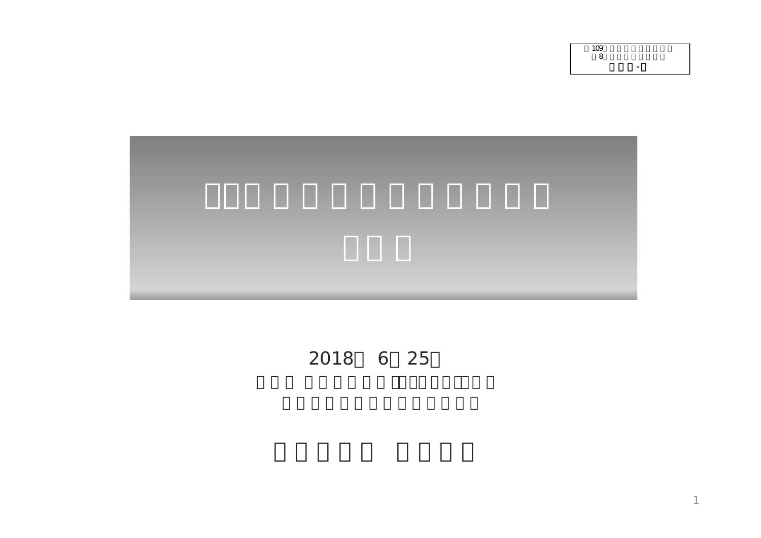109
8
-

2018 6 25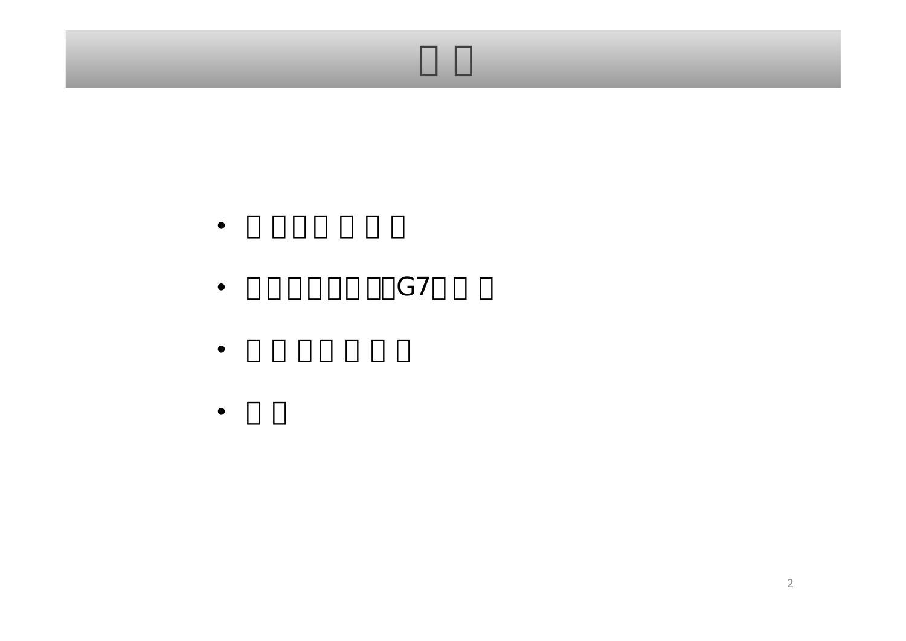# □ □

- □ □□□ □ □ □
- □□□□□□、□G7□ □ □
- □ □ □□ □ □ □
- □ □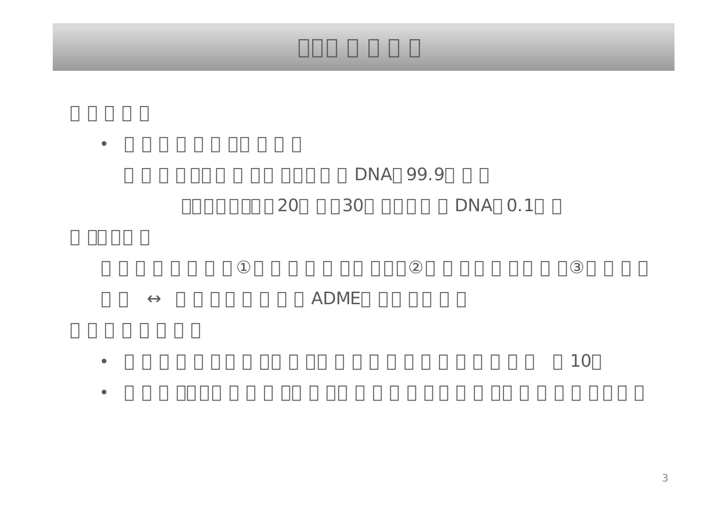DNA 99.9

20 30 DNA 0.1

① ② ③

↔ ADME

10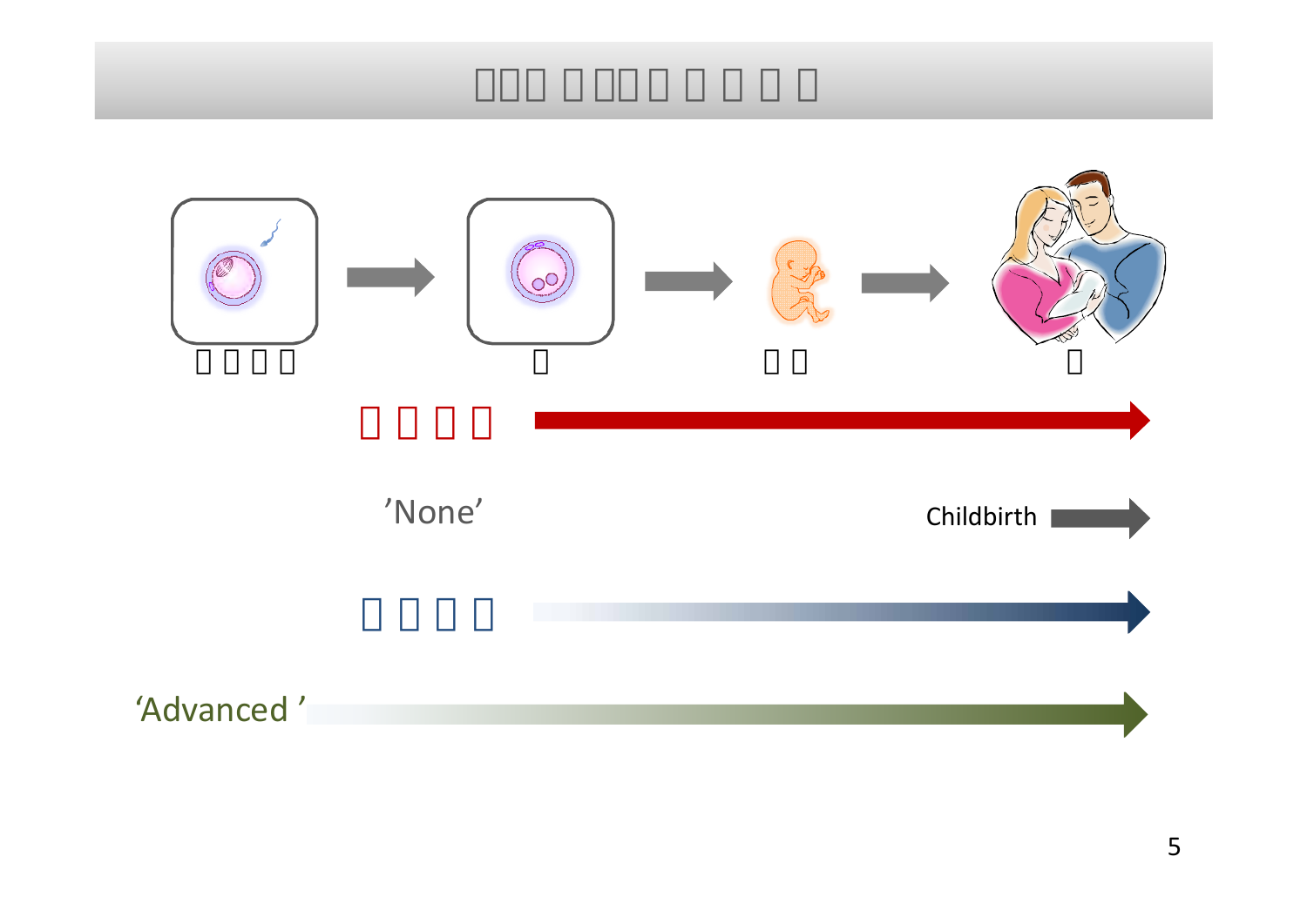'None'

Childbirth

'Advanced '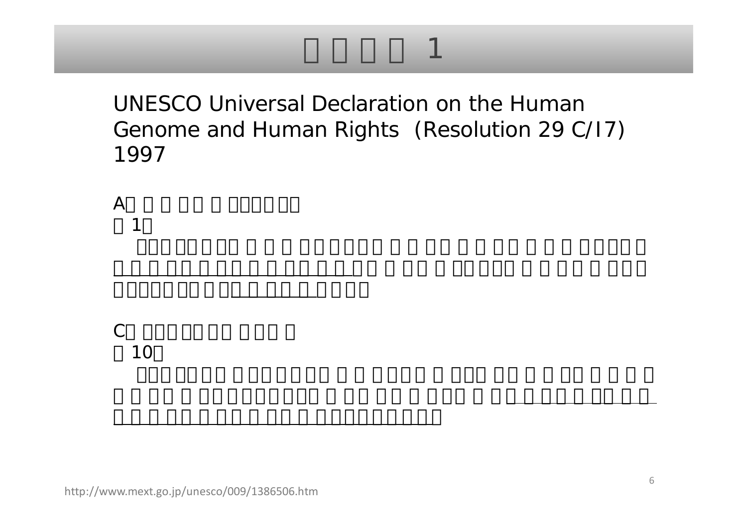# 1

UNESCO Universal Declaration on the Human Genome and Human Rights (Resolution 29 C/I7) 1997

A

1

C

10

http://www.mext.go.jp/unesco/009/1386506.htm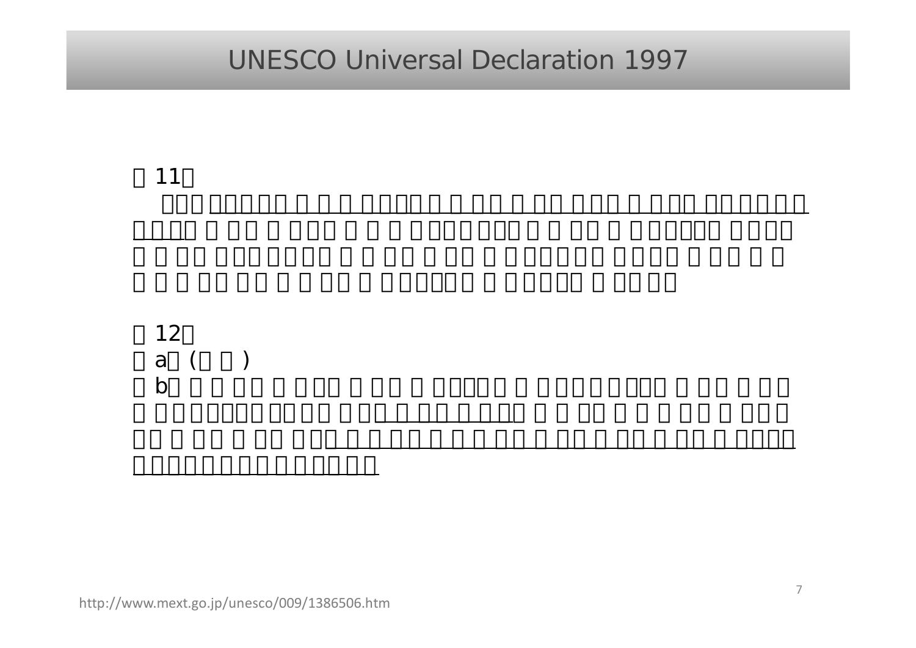# UNESCO Universal Declaration 1997

11

12

a ( )

b

http://www.mext.go.jp/unesco/009/1386506.htm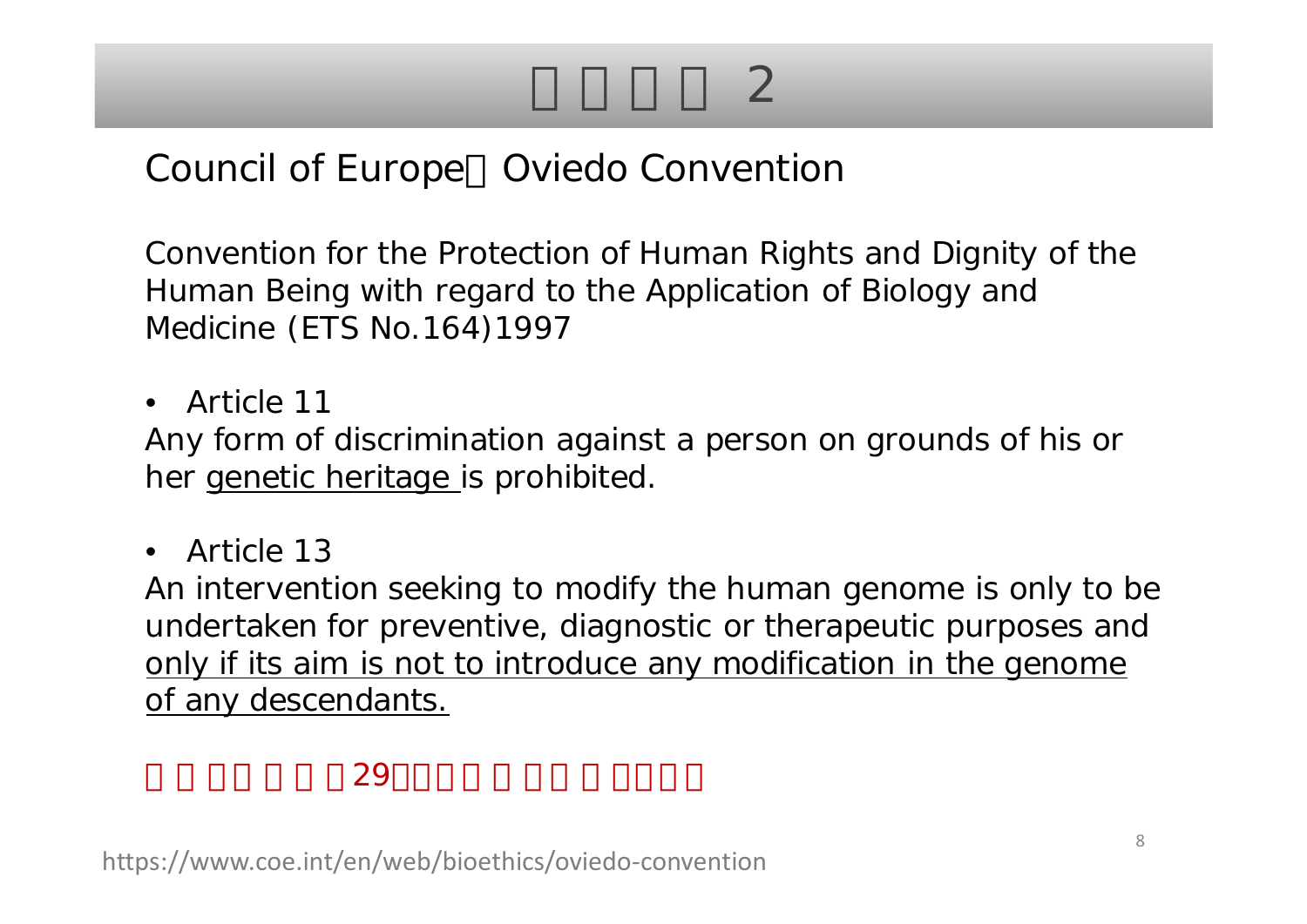# □□□□ 2

## Council of Europe□Oviedo Convention

Convention for the Protection of Human Rights and Dignity of the Human Being with regard to the Application of Biology and Medicine (ETS No.164)1997

- Article 11

Any form of discrimination against a person on grounds of his or her genetic heritage is prohibited.

- Article 13

An intervention seeking to modify the human genome is only to be undertaken for preventive, diagnostic or therapeutic purposes and only if its aim is not to introduce any modification in the genome of any descendants.

□ □ □□ □ □ □29□□□□ □ □□ □ □□□□

https://www.coe.int/en/web/bioethics/oviedo-convention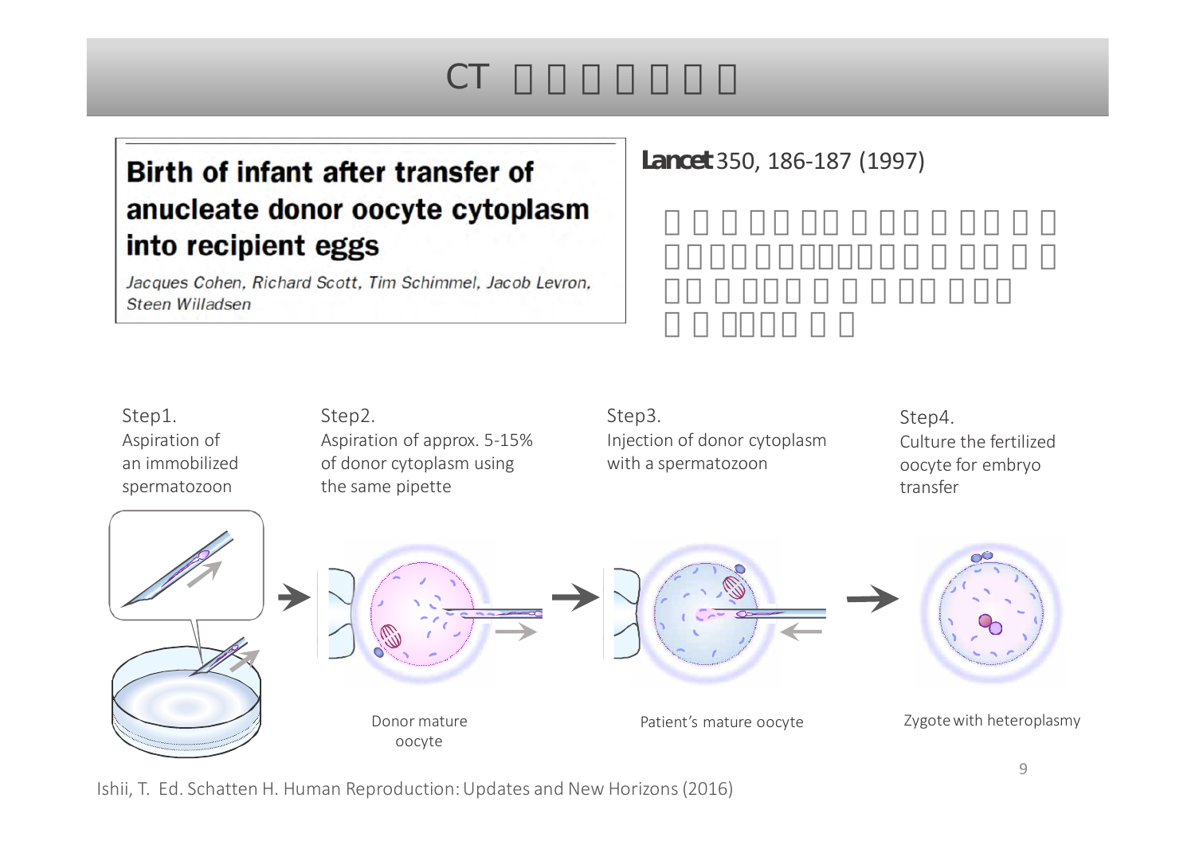# CT

**Birth of infant after transfer of anucleate donor oocyte cytoplasm into recipient eggs**

*Jacques Cohen, Richard Scott, Tim Schimmel, Jacob Levron, Steen Willadsen*

**Lancet** 350, 186-187 (1997)

Step1.
Aspiration of an immobilized spermatozoon

Step2.
Aspiration of approx. 5-15% of donor cytoplasm using the same pipette

Step3.
Injection of donor cytoplasm with a spermatozoon

Step4.
Culture the fertilized oocyte for embryo transfer

Donor mature oocyte

Patient's mature oocyte

Zygote with heteroplasmy

Ishii, T. Ed. Schatten H. Human Reproduction: Updates and New Horizons (2016)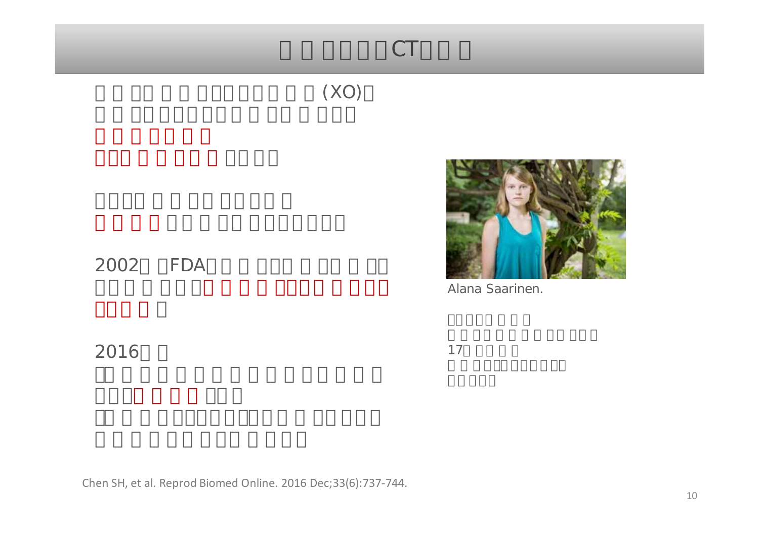# CT

(XO)

2002 FDA

2016

Alana Saarinen.

17

Chen SH, et al. Reprod Biomed Online. 2016 Dec;33(6):737-744.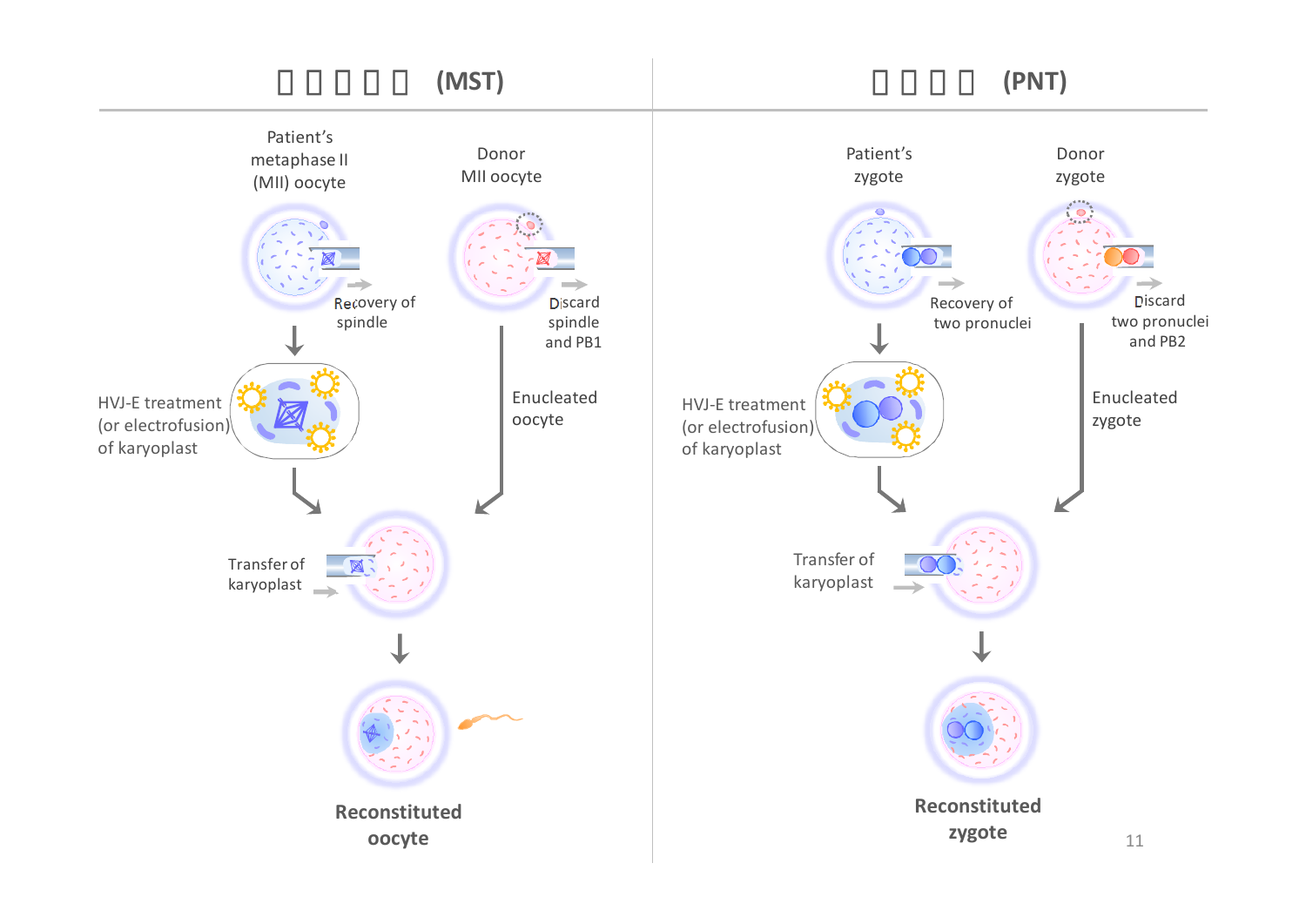## □□□□□ (MST)

Patient's metaphase II (MII) oocyte

Recovery of spindle

Donor MII oocyte

Discard spindle and PB1

HVJ-E treatment (or electrofusion) of karyoplast

Enucleated oocyte

Transfer of karyoplast

**Reconstituted oocyte**

## □□□□ (PNT)

Patient's zygote

Recovery of two pronuclei

Donor zygote

Discard two pronuclei and PB2

HVJ-E treatment (or electrofusion) of karyoplast

Enucleated zygote

Transfer of karyoplast

**Reconstituted zygote**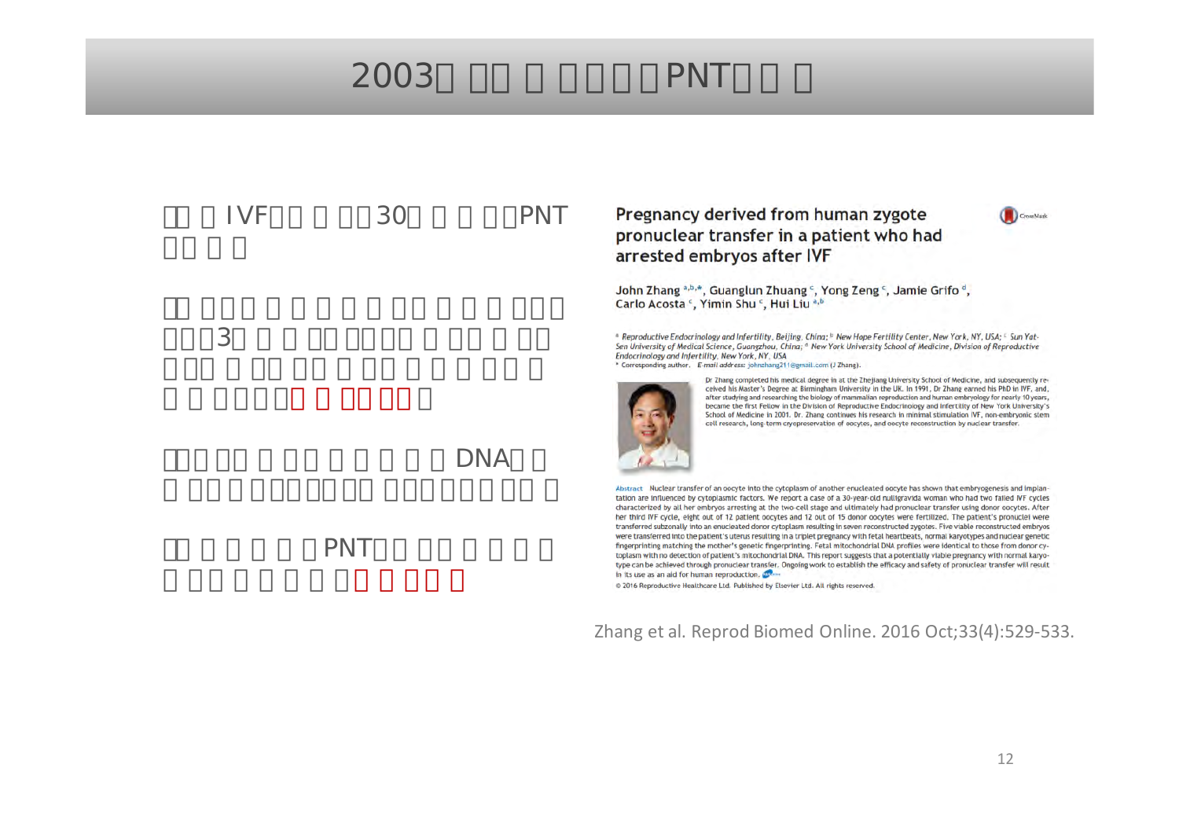# 2003□ □□ □ □□□□PNT□□ □

- □□ □IVF□□ □ □□30□ □ □ □□PNT □□ □ □

- □□ □□□□ □ □ □ □ □□ □ □ □□□ □□□3□ □ □ □□ □□□□ □ □□ □ □□ □□□ □ □□ □□ □ □□ □ □ □□ □ □ □ □□□□□ □ □□ □□□

- □□ □□ □ □□ □ □ □ □ □DNA□ □ □ □□ □ □□□□□□ □□ □□□□□□□ □□ □

- □□ □ □ □ □ □PNT□□ □□ □ □ □ □ □ □□ □ □ □ □ □ □□ □ □□ □

**Pregnancy derived from human zygote pronuclear transfer in a patient who had arrested embryos after IVF**

John Zhang [a,b,*], Guanglun Zhuang [c], Yong Zeng [c], Jamie Grifo [d], Carlo Acosta [c], Yimin Shu [c], Hui Liu [a,b]

[a] *Reproductive Endocrinology and Infertility, Beijing, China;* [b] *New Hope Fertility Center, New York, NY, USA;* [c] *Sun Yat-Sen University of Medical Science, Guangzhou, China;* [d] *New York University School of Medicine, Division of Reproductive Endocrinology and Infertility, New York, NY, USA*

\* Corresponding author. *E-mail address:* johnzhang211@gmail.com (J Zhang).

Dr Zhang completed his medical degree in at the Zhejiang University School of Medicine, and subsequently received his Master's Degree at Birmingham University in the UK. In 1991, Dr Zhang earned his PhD in IVF, and, after studying and researching the biology of mammalian reproduction and human embryology for nearly 10 years, became the first Fellow in the Division of Reproductive Endocrinology and Infertility of New York University's School of Medicine in 2001. Dr. Zhang continues his research in minimal stimulation IVF, non-embryonic stem cell research, long-term cryopreservation of oocytes, and oocyte reconstruction by nuclear transfer.

**Abstract** Nuclear transfer of an oocyte into the cytoplasm of another enucleated oocyte has shown that embryogenesis and implantation are influenced by cytoplasmic factors. We report a case of a 30-year-old nulligravida woman who had two failed IVF cycles characterized by all her embryos arresting at the two-cell stage and ultimately had pronuclear transfer using donor oocytes. After her third IVF cycle, eight out of 12 patient oocytes and 12 out of 15 donor oocytes were fertilized. The patient's pronuclei were transferred subzonally into an enucleated donor cytoplasm resulting in seven reconstructed zygotes. Five viable reconstructed embryos were transferred into the patient's uterus resulting in a triplet pregnancy with fetal heartbeats, normal karyotypes and nuclear genetic fingerprinting matching the mother's genetic fingerprinting. Fetal mitochondrial DNA profiles were identical to those from donor cytoplasm with no detection of patient's mitochondrial DNA. This report suggests that a potentially viable pregnancy with normal karyotype can be achieved through pronuclear transfer. Ongoing work to establish the efficacy and safety of pronuclear transfer will result in its use as an aid for human reproduction.

© 2016 Reproductive Healthcare Ltd. Published by Elsevier Ltd. All rights reserved.

Zhang et al. Reprod Biomed Online. 2016 Oct;33(4):529-533.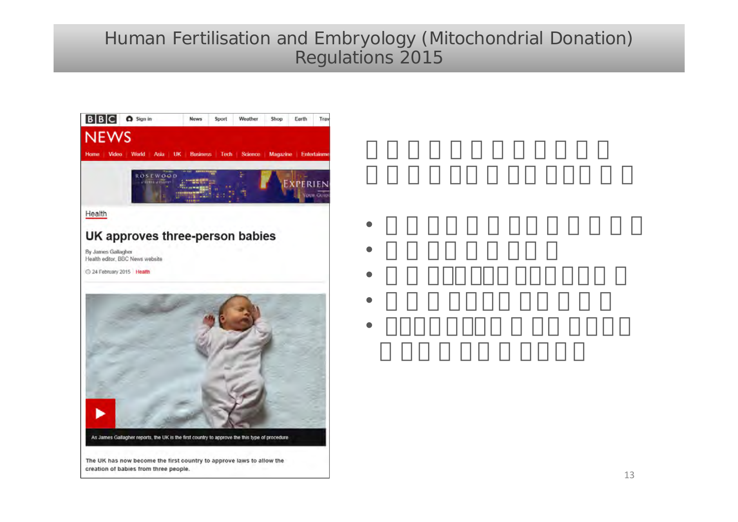# Human Fertilisation and Embryology (Mitochondrial Donation) Regulations 2015

Health

## UK approves three-person babies

By James Gallagher
Health editor, BBC News website

24 February 2015 | Health

As James Gallagher reports, the UK is the first country to approve the this type of procedure

The UK has now become the first country to approve laws to allow the creation of babies from three people.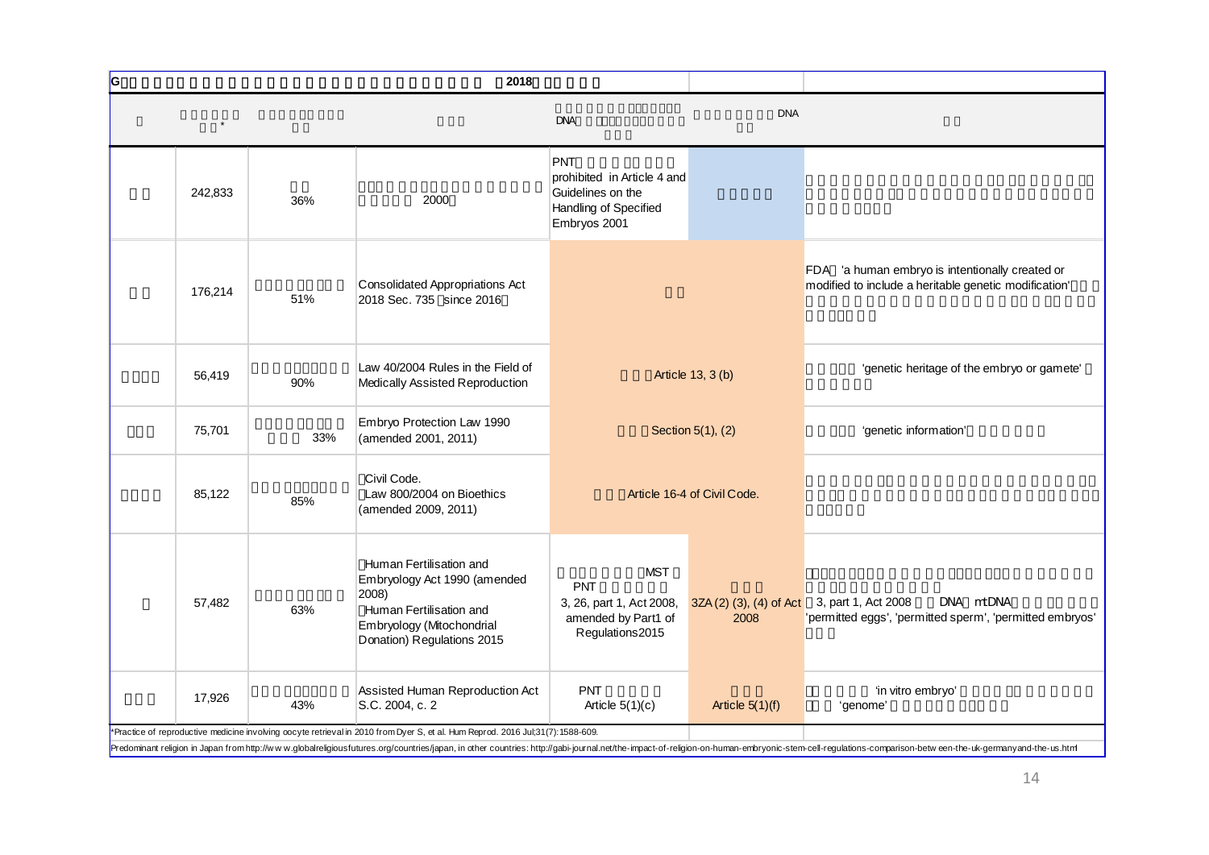G 2018

| | * | | | DNA | DNA | |
|---|---|---|---|---|---|---|
| | 242,833 | 36% | 2000 | PNT prohibited in Article 4 and Guidelines on the Handling of Specified Embryos 2001 | | |
| | 176,214 | 51% | Consolidated Appropriations Act 2018 Sec. 735 since 2016 | | | FDA 'a human embryo is intentionally created or modified to include a heritable genetic modification' |
| | 56,419 | 90% | Law 40/2004 Rules in the Field of Medically Assisted Reproduction | Article 13, 3 (b) | | 'genetic heritage of the embryo or gamete' |
| | 75,701 | 33% | Embryo Protection Law 1990 (amended 2001, 2011) | Section 5(1), (2) | | 'genetic information' |
| | 85,122 | 85% | Civil Code.<br>Law 800/2004 on Bioethics (amended 2009, 2011) | Article 16-4 of Civil Code. | | |
| | 57,482 | 63% | Human Fertilisation and Embryology Act 1990 (amended 2008)<br>Human Fertilisation and Embryology (Mitochondrial Donation) Regulations 2015 | MST PNT 3, 26, part 1, Act 2008, amended by Part1 of Regulations2015 | 3ZA (2) (3), (4) of Act 2008 | 3, part 1, Act 2008 DNA mtDNA 'permitted eggs', 'permitted sperm', 'permitted embryos' |
| | 17,926 | 43% | Assisted Human Reproduction Act S.C. 2004, c. 2 | PNT Article 5(1)(c) | Article 5(1)(f) | 'in vitro embryo' 'genome' |

*Practice of reproductive medicine involving oocyte retrieval in 2010 from Dyer S, et al. Hum Reprod. 2016 Jul;31(7):1588-609.

Predominant religion in Japan from http://www.globalreligiousfutures.org/countries/japan, in other countries: http://gabi-journal.net/the-impact-of-religion-on-human-embryonic-stem-cell-regulations-comparison-between-the-uk-germanyand-the-us.html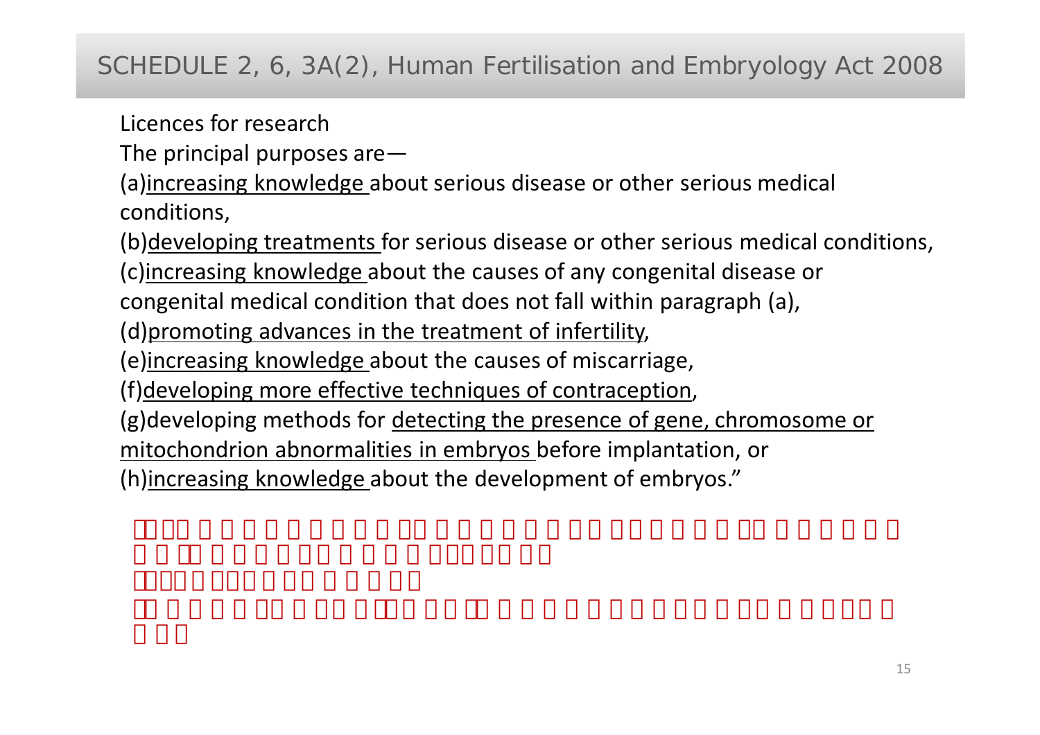# SCHEDULE 2, 6, 3A(2), Human Fertilisation and Embryology Act 2008

Licences for research

The principal purposes are—

(a)increasing knowledge about serious disease or other serious medical conditions,

(b)developing treatments for serious disease or other serious medical conditions,

(c)increasing knowledge about the causes of any congenital disease or congenital medical condition that does not fall within paragraph (a),

(d)promoting advances in the treatment of infertility,

(e)increasing knowledge about the causes of miscarriage,

(f)developing more effective techniques of contraception,

(g)developing methods for detecting the presence of gene, chromosome or mitochondrion abnormalities in embryos before implantation, or

(h)increasing knowledge about the development of embryos.”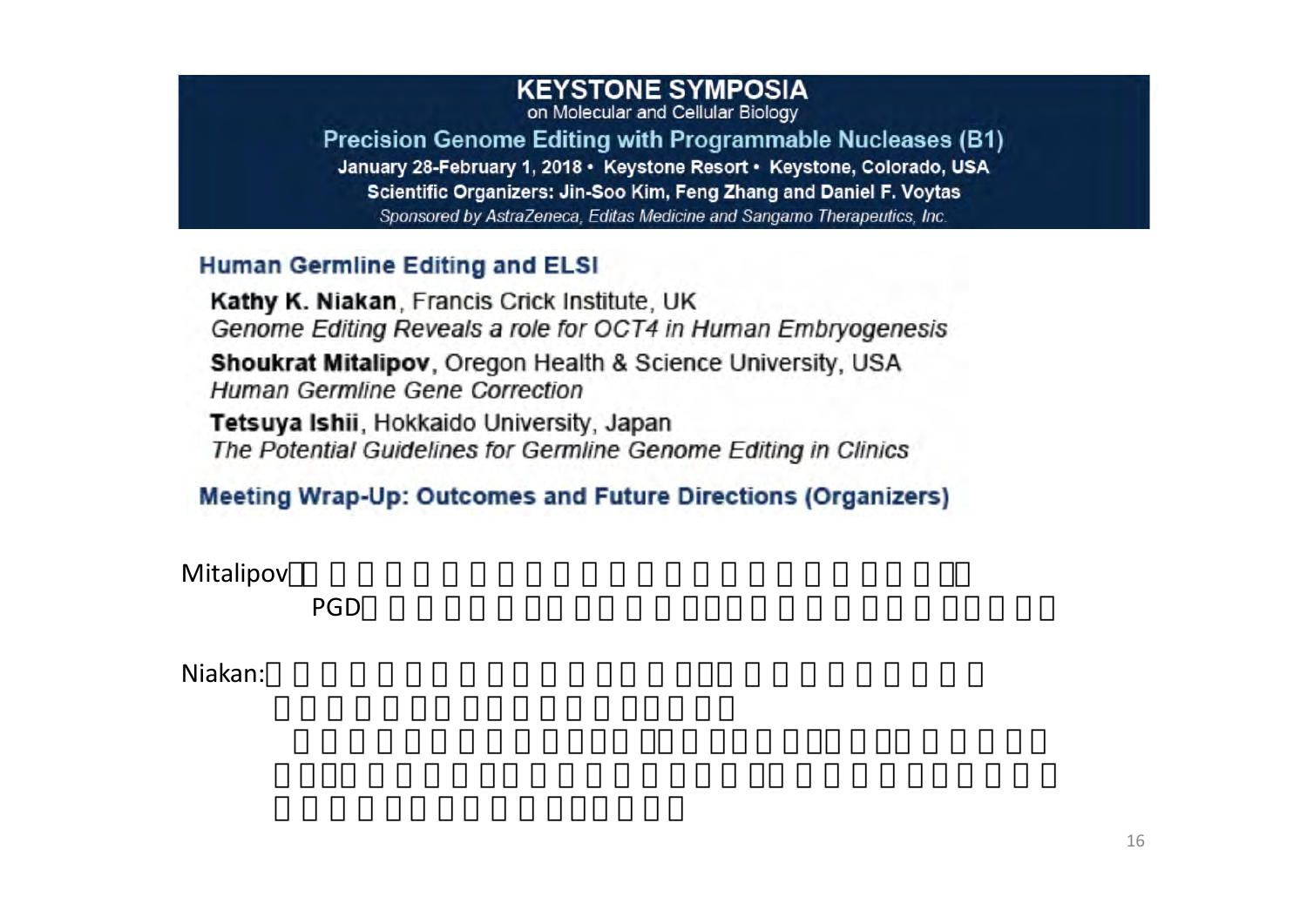**KEYSTONE SYMPOSIA**
on Molecular and Cellular Biology

**Precision Genome Editing with Programmable Nucleases (B1)**

**January 28-February 1, 2018 • Keystone Resort • Keystone, Colorado, USA**

**Scientific Organizers: Jin-Soo Kim, Feng Zhang and Daniel F. Voytas**

*Sponsored by AstraZeneca, Editas Medicine and Sangamo Therapeutics, Inc.*

## Human Germline Editing and ELSI

**Kathy K. Niakan**, Francis Crick Institute, UK
*Genome Editing Reveals a role for OCT4 in Human Embryogenesis*

**Shoukrat Mitalipov**, Oregon Health & Science University, USA
*Human Germline Gene Correction*

**Tetsuya Ishii**, Hokkaido University, Japan
*The Potential Guidelines for Germline Genome Editing in Clinics*

## Meeting Wrap-Up: Outcomes and Future Directions (Organizers)

Mitalipov

PGD

Niakan: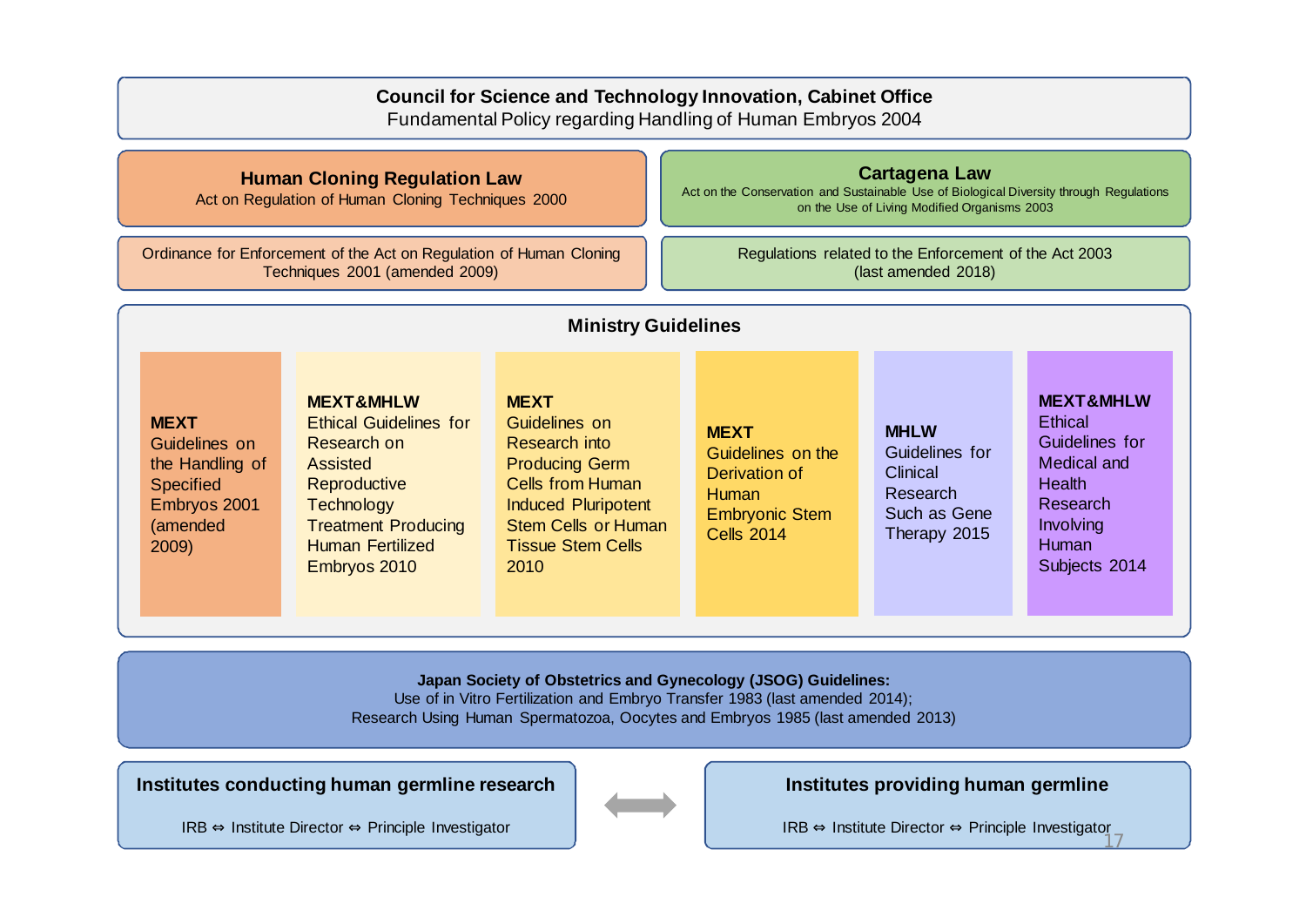**Council for Science and Technology Innovation, Cabinet Office**
Fundamental Policy regarding Handling of Human Embryos 2004

**Human Cloning Regulation Law**
Act on Regulation of Human Cloning Techniques 2000

Ordinance for Enforcement of the Act on Regulation of Human Cloning Techniques 2001 (amended 2009)

**Cartagena Law**
Act on the Conservation and Sustainable Use of Biological Diversity through Regulations on the Use of Living Modified Organisms 2003

Regulations related to the Enforcement of the Act 2003 (last amended 2018)

**Ministry Guidelines**

- **MEXT** Guidelines on the Handling of Specified Embryos 2001 (amended 2009)
- **MEXT&MHLW** Ethical Guidelines for Research on Assisted Reproductive Technology Treatment Producing Human Fertilized Embryos 2010
- **MEXT** Guidelines on Research into Producing Germ Cells from Human Induced Pluripotent Stem Cells or Human Tissue Stem Cells 2010
- **MEXT** Guidelines on the Derivation of Human Embryonic Stem Cells 2014
- **MHLW** Guidelines for Clinical Research Such as Gene Therapy 2015
- **MEXT&MHLW** Ethical Guidelines for Medical and Health Research Involving Human Subjects 2014

**Japan Society of Obstetrics and Gynecology (JSOG) Guidelines:**
Use of in Vitro Fertilization and Embryo Transfer 1983 (last amended 2014);
Research Using Human Spermatozoa, Oocytes and Embryos 1985 (last amended 2013)

**Institutes conducting human germline research**
IRB ⇔ Institute Director ⇔ Principle Investigator

⇔

**Institutes providing human germline**
IRB ⇔ Institute Director ⇔ Principle Investigator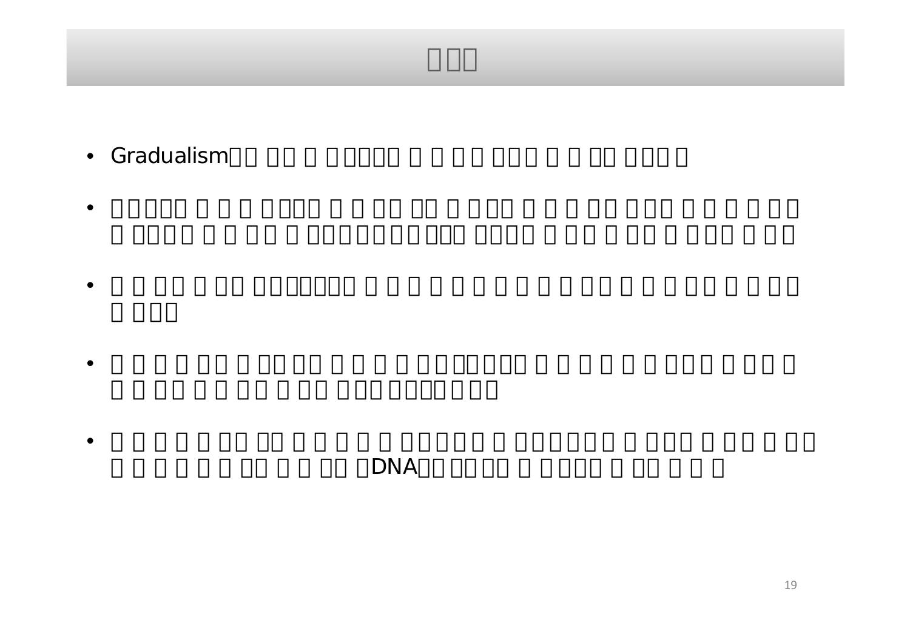- Gradualism

- DNA